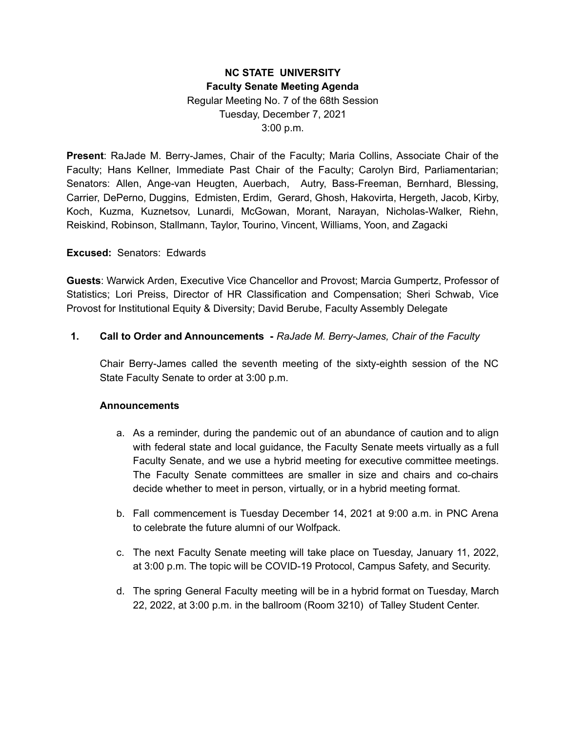**NC STATE UNIVERSITY**
**Faculty Senate Meeting Agenda**
Regular Meeting No. 7 of the 68th Session
Tuesday, December 7, 2021
3:00 p.m.

**Present**: RaJade M. Berry-James, Chair of the Faculty; Maria Collins, Associate Chair of the Faculty; Hans Kellner, Immediate Past Chair of the Faculty; Carolyn Bird, Parliamentarian; Senators: Allen, Ange-van Heugten, Auerbach, Autry, Bass-Freeman, Bernhard, Blessing, Carrier, DePerno, Duggins, Edmisten, Erdim, Gerard, Ghosh, Hakovirta, Hergeth, Jacob, Kirby, Koch, Kuzma, Kuznetsov, Lunardi, McGowan, Morant, Narayan, Nicholas-Walker, Riehn, Reiskind, Robinson, Stallmann, Taylor, Tourino, Vincent, Williams, Yoon, and Zagacki

**Excused:** Senators: Edwards

**Guests**: Warwick Arden, Executive Vice Chancellor and Provost; Marcia Gumpertz, Professor of Statistics; Lori Preiss, Director of HR Classification and Compensation; Sheri Schwab, Vice Provost for Institutional Equity & Diversity; David Berube, Faculty Assembly Delegate

**1. Call to Order and Announcements -** *RaJade M. Berry-James, Chair of the Faculty*

Chair Berry-James called the seventh meeting of the sixty-eighth session of the NC State Faculty Senate to order at 3:00 p.m.

**Announcements**

a. As a reminder, during the pandemic out of an abundance of caution and to align with federal state and local guidance, the Faculty Senate meets virtually as a full Faculty Senate, and we use a hybrid meeting for executive committee meetings. The Faculty Senate committees are smaller in size and chairs and co-chairs decide whether to meet in person, virtually, or in a hybrid meeting format.

b. Fall commencement is Tuesday December 14, 2021 at 9:00 a.m. in PNC Arena to celebrate the future alumni of our Wolfpack.

c. The next Faculty Senate meeting will take place on Tuesday, January 11, 2022, at 3:00 p.m. The topic will be COVID-19 Protocol, Campus Safety, and Security.

d. The spring General Faculty meeting will be in a hybrid format on Tuesday, March 22, 2022, at 3:00 p.m. in the ballroom (Room 3210) of Talley Student Center.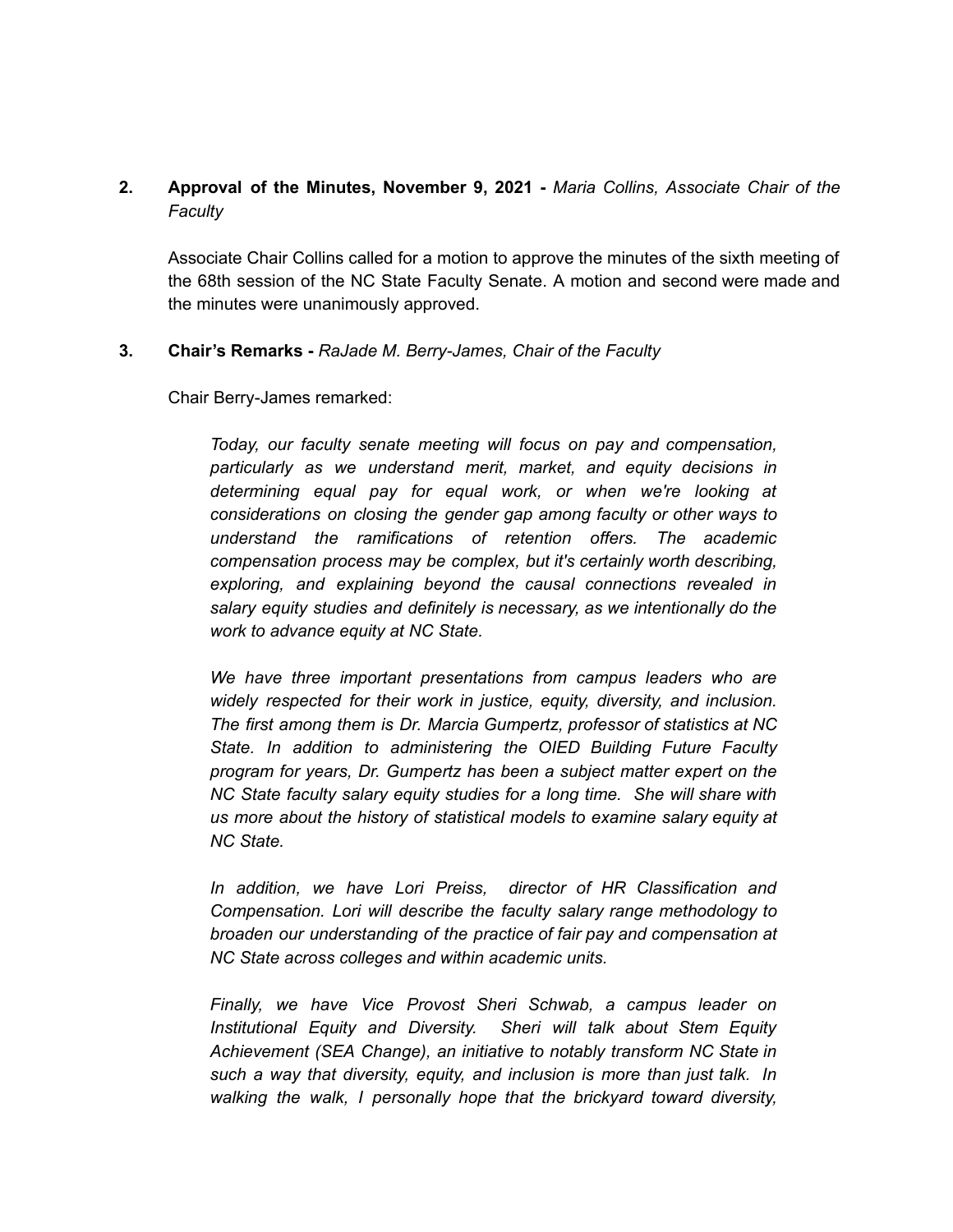**2. Approval of the Minutes, November 9, 2021 -** *Maria Collins, Associate Chair of the Faculty*

Associate Chair Collins called for a motion to approve the minutes of the sixth meeting of the 68th session of the NC State Faculty Senate. A motion and second were made and the minutes were unanimously approved.

**3. Chair's Remarks -** *RaJade M. Berry-James, Chair of the Faculty*

Chair Berry-James remarked:

> *Today, our faculty senate meeting will focus on pay and compensation, particularly as we understand merit, market, and equity decisions in determining equal pay for equal work, or when we're looking at considerations on closing the gender gap among faculty or other ways to understand the ramifications of retention offers. The academic compensation process may be complex, but it's certainly worth describing, exploring, and explaining beyond the causal connections revealed in salary equity studies and definitely is necessary, as we intentionally do the work to advance equity at NC State.*
>
> *We have three important presentations from campus leaders who are widely respected for their work in justice, equity, diversity, and inclusion. The first among them is Dr. Marcia Gumpertz, professor of statistics at NC State. In addition to administering the OIED Building Future Faculty program for years, Dr. Gumpertz has been a subject matter expert on the NC State faculty salary equity studies for a long time. She will share with us more about the history of statistical models to examine salary equity at NC State.*
>
> *In addition, we have Lori Preiss, director of HR Classification and Compensation. Lori will describe the faculty salary range methodology to broaden our understanding of the practice of fair pay and compensation at NC State across colleges and within academic units.*
>
> *Finally, we have Vice Provost Sheri Schwab, a campus leader on Institutional Equity and Diversity. Sheri will talk about Stem Equity Achievement (SEA Change), an initiative to notably transform NC State in such a way that diversity, equity, and inclusion is more than just talk. In walking the walk, I personally hope that the brickyard toward diversity,*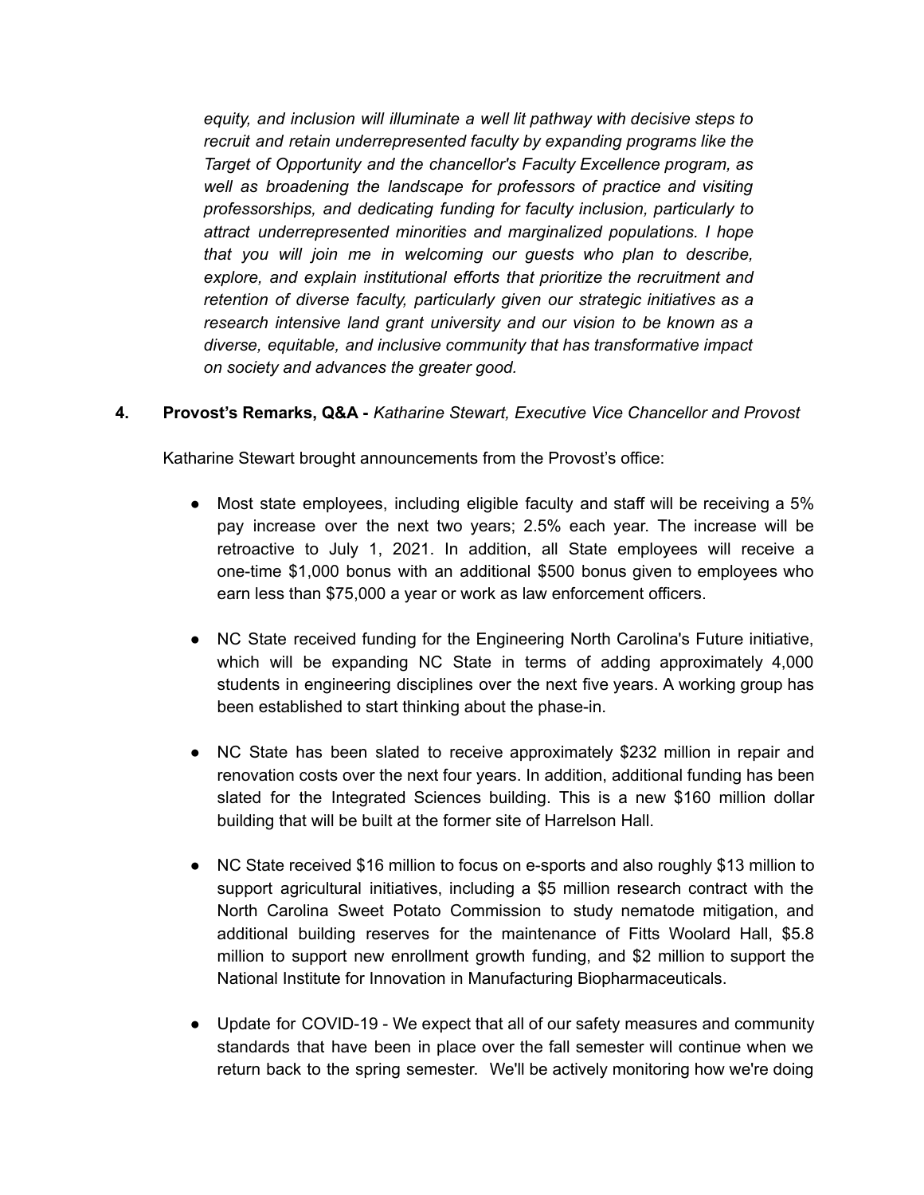*equity, and inclusion will illuminate a well lit pathway with decisive steps to recruit and retain underrepresented faculty by expanding programs like the Target of Opportunity and the chancellor's Faculty Excellence program, as well as broadening the landscape for professors of practice and visiting professorships, and dedicating funding for faculty inclusion, particularly to attract underrepresented minorities and marginalized populations. I hope that you will join me in welcoming our guests who plan to describe, explore, and explain institutional efforts that prioritize the recruitment and retention of diverse faculty, particularly given our strategic initiatives as a research intensive land grant university and our vision to be known as a diverse, equitable, and inclusive community that has transformative impact on society and advances the greater good.*

**4. Provost's Remarks, Q&A -** *Katharine Stewart, Executive Vice Chancellor and Provost*

Katharine Stewart brought announcements from the Provost's office:

- Most state employees, including eligible faculty and staff will be receiving a 5% pay increase over the next two years; 2.5% each year. The increase will be retroactive to July 1, 2021. In addition, all State employees will receive a one-time $1,000 bonus with an additional $500 bonus given to employees who earn less than $75,000 a year or work as law enforcement officers.

- NC State received funding for the Engineering North Carolina's Future initiative, which will be expanding NC State in terms of adding approximately 4,000 students in engineering disciplines over the next five years. A working group has been established to start thinking about the phase-in.

- NC State has been slated to receive approximately $232 million in repair and renovation costs over the next four years. In addition, additional funding has been slated for the Integrated Sciences building. This is a new $160 million dollar building that will be built at the former site of Harrelson Hall.

- NC State received $16 million to focus on e-sports and also roughly $13 million to support agricultural initiatives, including a $5 million research contract with the North Carolina Sweet Potato Commission to study nematode mitigation, and additional building reserves for the maintenance of Fitts Woolard Hall, $5.8 million to support new enrollment growth funding, and $2 million to support the National Institute for Innovation in Manufacturing Biopharmaceuticals.

- Update for COVID-19 - We expect that all of our safety measures and community standards that have been in place over the fall semester will continue when we return back to the spring semester. We'll be actively monitoring how we're doing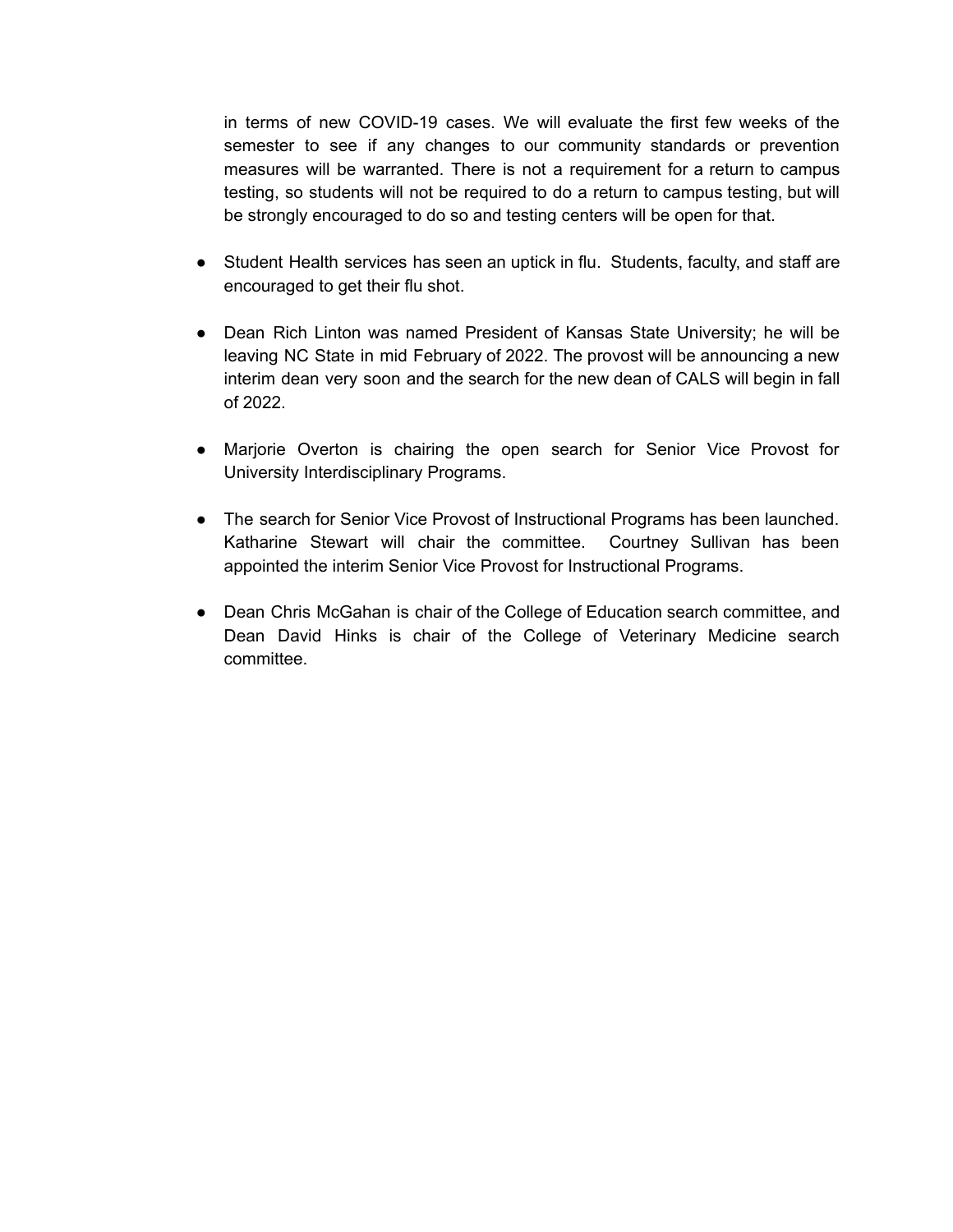in terms of new COVID-19 cases. We will evaluate the first few weeks of the semester to see if any changes to our community standards or prevention measures will be warranted. There is not a requirement for a return to campus testing, so students will not be required to do a return to campus testing, but will be strongly encouraged to do so and testing centers will be open for that.

- Student Health services has seen an uptick in flu. Students, faculty, and staff are encouraged to get their flu shot.

- Dean Rich Linton was named President of Kansas State University; he will be leaving NC State in mid February of 2022. The provost will be announcing a new interim dean very soon and the search for the new dean of CALS will begin in fall of 2022.

- Marjorie Overton is chairing the open search for Senior Vice Provost for University Interdisciplinary Programs.

- The search for Senior Vice Provost of Instructional Programs has been launched. Katharine Stewart will chair the committee. Courtney Sullivan has been appointed the interim Senior Vice Provost for Instructional Programs.

- Dean Chris McGahan is chair of the College of Education search committee, and Dean David Hinks is chair of the College of Veterinary Medicine search committee.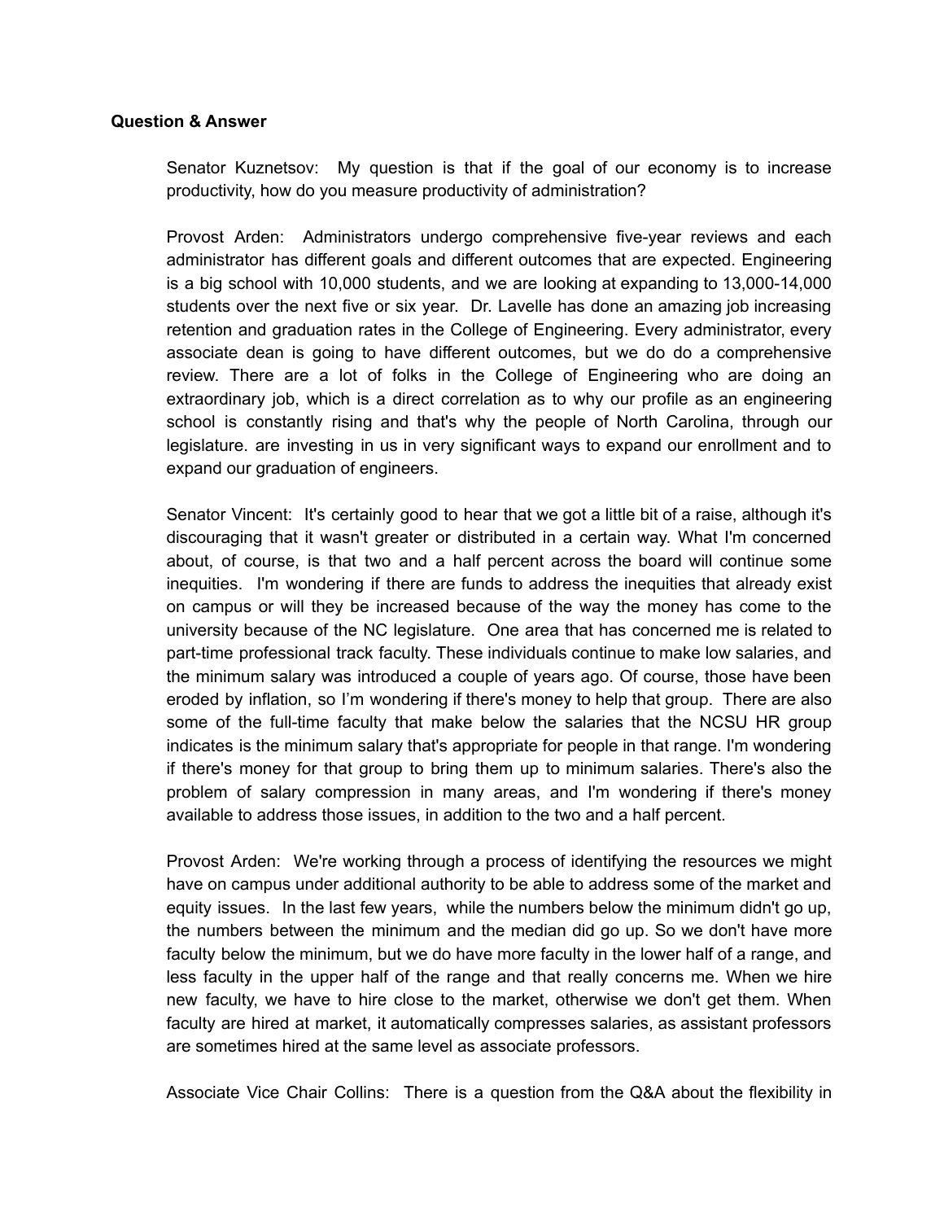**Question & Answer**

Senator Kuznetsov: My question is that if the goal of our economy is to increase productivity, how do you measure productivity of administration?

Provost Arden: Administrators undergo comprehensive five-year reviews and each administrator has different goals and different outcomes that are expected. Engineering is a big school with 10,000 students, and we are looking at expanding to 13,000-14,000 students over the next five or six year. Dr. Lavelle has done an amazing job increasing retention and graduation rates in the College of Engineering. Every administrator, every associate dean is going to have different outcomes, but we do do a comprehensive review. There are a lot of folks in the College of Engineering who are doing an extraordinary job, which is a direct correlation as to why our profile as an engineering school is constantly rising and that's why the people of North Carolina, through our legislature. are investing in us in very significant ways to expand our enrollment and to expand our graduation of engineers.

Senator Vincent: It's certainly good to hear that we got a little bit of a raise, although it's discouraging that it wasn't greater or distributed in a certain way. What I'm concerned about, of course, is that two and a half percent across the board will continue some inequities. I'm wondering if there are funds to address the inequities that already exist on campus or will they be increased because of the way the money has come to the university because of the NC legislature. One area that has concerned me is related to part-time professional track faculty. These individuals continue to make low salaries, and the minimum salary was introduced a couple of years ago. Of course, those have been eroded by inflation, so I'm wondering if there's money to help that group. There are also some of the full-time faculty that make below the salaries that the NCSU HR group indicates is the minimum salary that's appropriate for people in that range. I'm wondering if there's money for that group to bring them up to minimum salaries. There's also the problem of salary compression in many areas, and I'm wondering if there's money available to address those issues, in addition to the two and a half percent.

Provost Arden: We're working through a process of identifying the resources we might have on campus under additional authority to be able to address some of the market and equity issues. In the last few years, while the numbers below the minimum didn't go up, the numbers between the minimum and the median did go up. So we don't have more faculty below the minimum, but we do have more faculty in the lower half of a range, and less faculty in the upper half of the range and that really concerns me. When we hire new faculty, we have to hire close to the market, otherwise we don't get them. When faculty are hired at market, it automatically compresses salaries, as assistant professors are sometimes hired at the same level as associate professors.

Associate Vice Chair Collins: There is a question from the Q&A about the flexibility in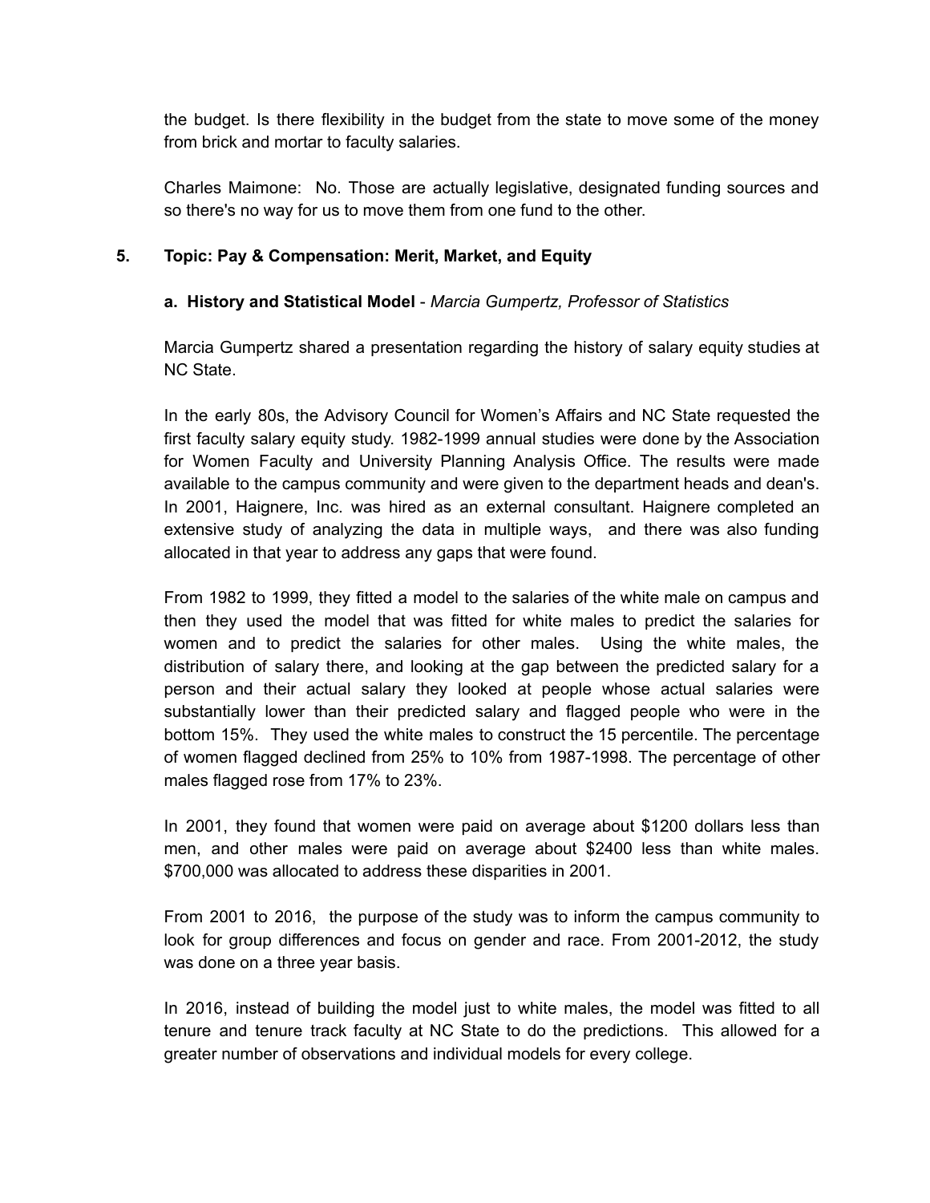the budget. Is there flexibility in the budget from the state to move some of the money from brick and mortar to faculty salaries.

Charles Maimone: No. Those are actually legislative, designated funding sources and so there's no way for us to move them from one fund to the other.

## 5. Topic: Pay & Compensation: Merit, Market, and Equity

### a. History and Statistical Model - *Marcia Gumpertz, Professor of Statistics*

Marcia Gumpertz shared a presentation regarding the history of salary equity studies at NC State.

In the early 80s, the Advisory Council for Women's Affairs and NC State requested the first faculty salary equity study. 1982-1999 annual studies were done by the Association for Women Faculty and University Planning Analysis Office. The results were made available to the campus community and were given to the department heads and dean's. In 2001, Haignere, Inc. was hired as an external consultant. Haignere completed an extensive study of analyzing the data in multiple ways, and there was also funding allocated in that year to address any gaps that were found.

From 1982 to 1999, they fitted a model to the salaries of the white male on campus and then they used the model that was fitted for white males to predict the salaries for women and to predict the salaries for other males. Using the white males, the distribution of salary there, and looking at the gap between the predicted salary for a person and their actual salary they looked at people whose actual salaries were substantially lower than their predicted salary and flagged people who were in the bottom 15%. They used the white males to construct the 15 percentile. The percentage of women flagged declined from 25% to 10% from 1987-1998. The percentage of other males flagged rose from 17% to 23%.

In 2001, they found that women were paid on average about $1200 dollars less than men, and other males were paid on average about $2400 less than white males. $700,000 was allocated to address these disparities in 2001.

From 2001 to 2016, the purpose of the study was to inform the campus community to look for group differences and focus on gender and race. From 2001-2012, the study was done on a three year basis.

In 2016, instead of building the model just to white males, the model was fitted to all tenure and tenure track faculty at NC State to do the predictions. This allowed for a greater number of observations and individual models for every college.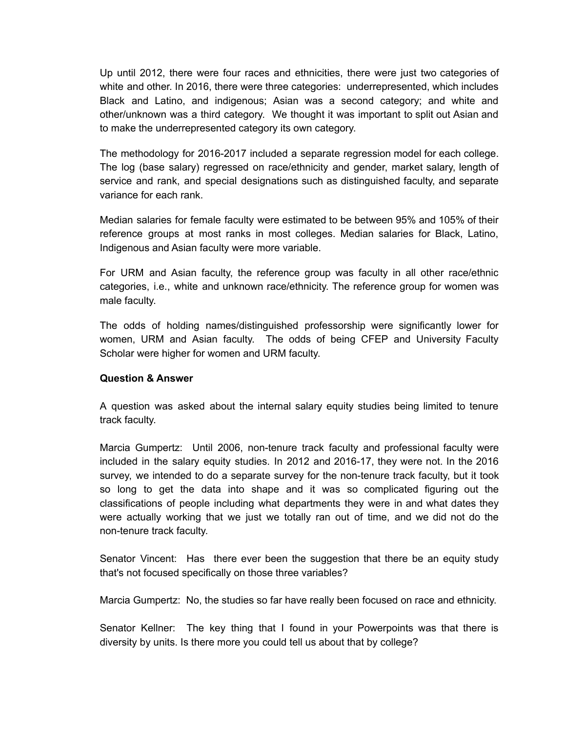Up until 2012, there were four races and ethnicities, there were just two categories of white and other. In 2016, there were three categories: underrepresented, which includes Black and Latino, and indigenous; Asian was a second category; and white and other/unknown was a third category. We thought it was important to split out Asian and to make the underrepresented category its own category.

The methodology for 2016-2017 included a separate regression model for each college. The log (base salary) regressed on race/ethnicity and gender, market salary, length of service and rank, and special designations such as distinguished faculty, and separate variance for each rank.

Median salaries for female faculty were estimated to be between 95% and 105% of their reference groups at most ranks in most colleges. Median salaries for Black, Latino, Indigenous and Asian faculty were more variable.

For URM and Asian faculty, the reference group was faculty in all other race/ethnic categories, i.e., white and unknown race/ethnicity. The reference group for women was male faculty.

The odds of holding names/distinguished professorship were significantly lower for women, URM and Asian faculty. The odds of being CFEP and University Faculty Scholar were higher for women and URM faculty.

**Question & Answer**

A question was asked about the internal salary equity studies being limited to tenure track faculty.

Marcia Gumpertz: Until 2006, non-tenure track faculty and professional faculty were included in the salary equity studies. In 2012 and 2016-17, they were not. In the 2016 survey, we intended to do a separate survey for the non-tenure track faculty, but it took so long to get the data into shape and it was so complicated figuring out the classifications of people including what departments they were in and what dates they were actually working that we just we totally ran out of time, and we did not do the non-tenure track faculty.

Senator Vincent: Has there ever been the suggestion that there be an equity study that's not focused specifically on those three variables?

Marcia Gumpertz: No, the studies so far have really been focused on race and ethnicity.

Senator Kellner: The key thing that I found in your Powerpoints was that there is diversity by units. Is there more you could tell us about that by college?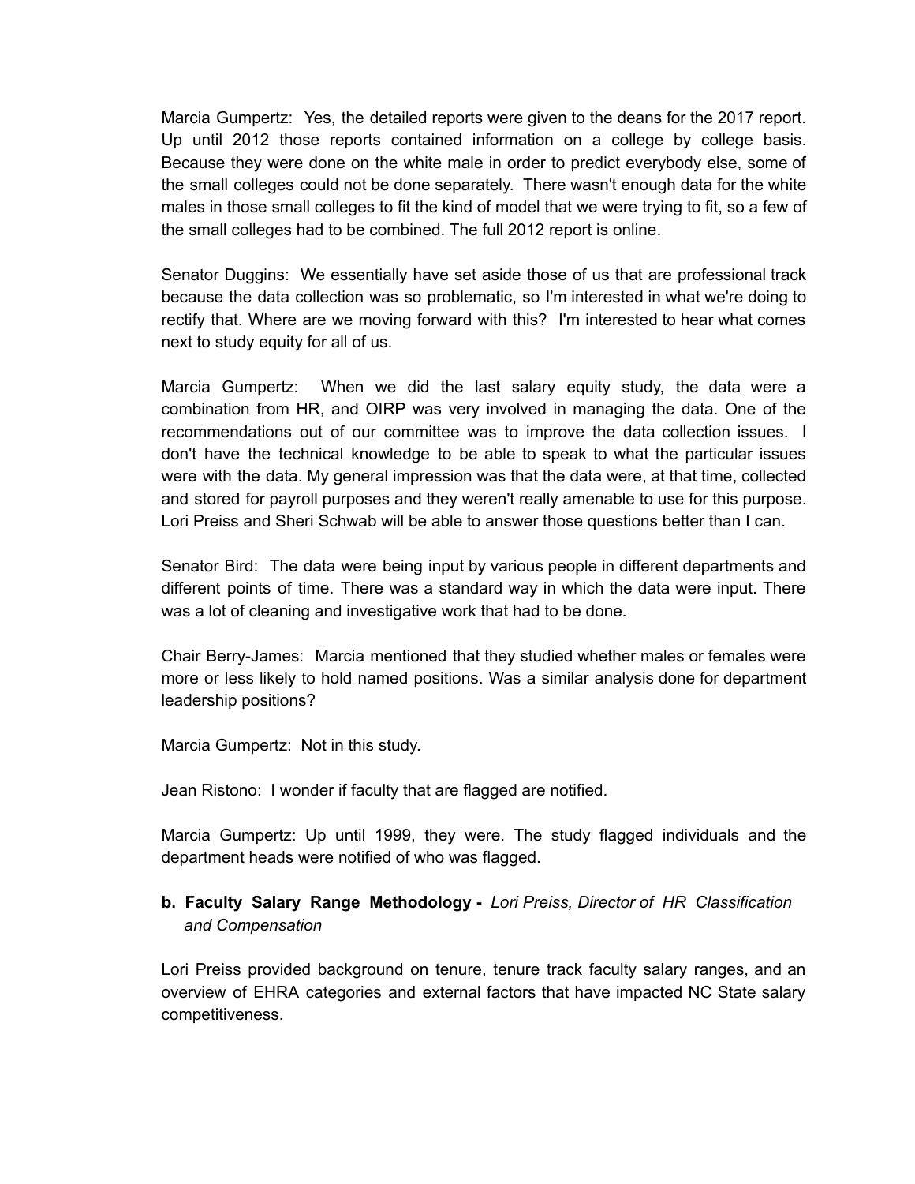Marcia Gumpertz: Yes, the detailed reports were given to the deans for the 2017 report. Up until 2012 those reports contained information on a college by college basis. Because they were done on the white male in order to predict everybody else, some of the small colleges could not be done separately. There wasn't enough data for the white males in those small colleges to fit the kind of model that we were trying to fit, so a few of the small colleges had to be combined. The full 2012 report is online.

Senator Duggins: We essentially have set aside those of us that are professional track because the data collection was so problematic, so I'm interested in what we're doing to rectify that. Where are we moving forward with this? I'm interested to hear what comes next to study equity for all of us.

Marcia Gumpertz: When we did the last salary equity study, the data were a combination from HR, and OIRP was very involved in managing the data. One of the recommendations out of our committee was to improve the data collection issues. I don't have the technical knowledge to be able to speak to what the particular issues were with the data. My general impression was that the data were, at that time, collected and stored for payroll purposes and they weren't really amenable to use for this purpose. Lori Preiss and Sheri Schwab will be able to answer those questions better than I can.

Senator Bird: The data were being input by various people in different departments and different points of time. There was a standard way in which the data were input. There was a lot of cleaning and investigative work that had to be done.

Chair Berry-James: Marcia mentioned that they studied whether males or females were more or less likely to hold named positions. Was a similar analysis done for department leadership positions?

Marcia Gumpertz: Not in this study.

Jean Ristono: I wonder if faculty that are flagged are notified.

Marcia Gumpertz: Up until 1999, they were. The study flagged individuals and the department heads were notified of who was flagged.

**b. Faculty Salary Range Methodology -** *Lori Preiss, Director of HR Classification and Compensation*

Lori Preiss provided background on tenure, tenure track faculty salary ranges, and an overview of EHRA categories and external factors that have impacted NC State salary competitiveness.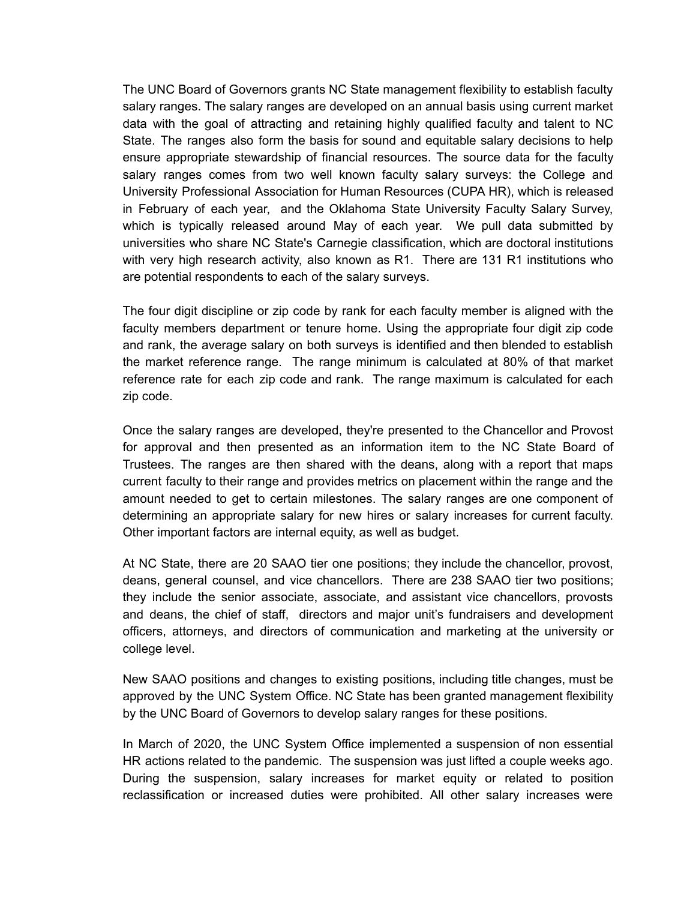The UNC Board of Governors grants NC State management flexibility to establish faculty salary ranges. The salary ranges are developed on an annual basis using current market data with the goal of attracting and retaining highly qualified faculty and talent to NC State. The ranges also form the basis for sound and equitable salary decisions to help ensure appropriate stewardship of financial resources. The source data for the faculty salary ranges comes from two well known faculty salary surveys: the College and University Professional Association for Human Resources (CUPA HR), which is released in February of each year, and the Oklahoma State University Faculty Salary Survey, which is typically released around May of each year. We pull data submitted by universities who share NC State's Carnegie classification, which are doctoral institutions with very high research activity, also known as R1. There are 131 R1 institutions who are potential respondents to each of the salary surveys.

The four digit discipline or zip code by rank for each faculty member is aligned with the faculty members department or tenure home. Using the appropriate four digit zip code and rank, the average salary on both surveys is identified and then blended to establish the market reference range. The range minimum is calculated at 80% of that market reference rate for each zip code and rank. The range maximum is calculated for each zip code.

Once the salary ranges are developed, they're presented to the Chancellor and Provost for approval and then presented as an information item to the NC State Board of Trustees. The ranges are then shared with the deans, along with a report that maps current faculty to their range and provides metrics on placement within the range and the amount needed to get to certain milestones. The salary ranges are one component of determining an appropriate salary for new hires or salary increases for current faculty. Other important factors are internal equity, as well as budget.

At NC State, there are 20 SAAO tier one positions; they include the chancellor, provost, deans, general counsel, and vice chancellors. There are 238 SAAO tier two positions; they include the senior associate, associate, and assistant vice chancellors, provosts and deans, the chief of staff, directors and major unit's fundraisers and development officers, attorneys, and directors of communication and marketing at the university or college level.

New SAAO positions and changes to existing positions, including title changes, must be approved by the UNC System Office. NC State has been granted management flexibility by the UNC Board of Governors to develop salary ranges for these positions.

In March of 2020, the UNC System Office implemented a suspension of non essential HR actions related to the pandemic. The suspension was just lifted a couple weeks ago. During the suspension, salary increases for market equity or related to position reclassification or increased duties were prohibited. All other salary increases were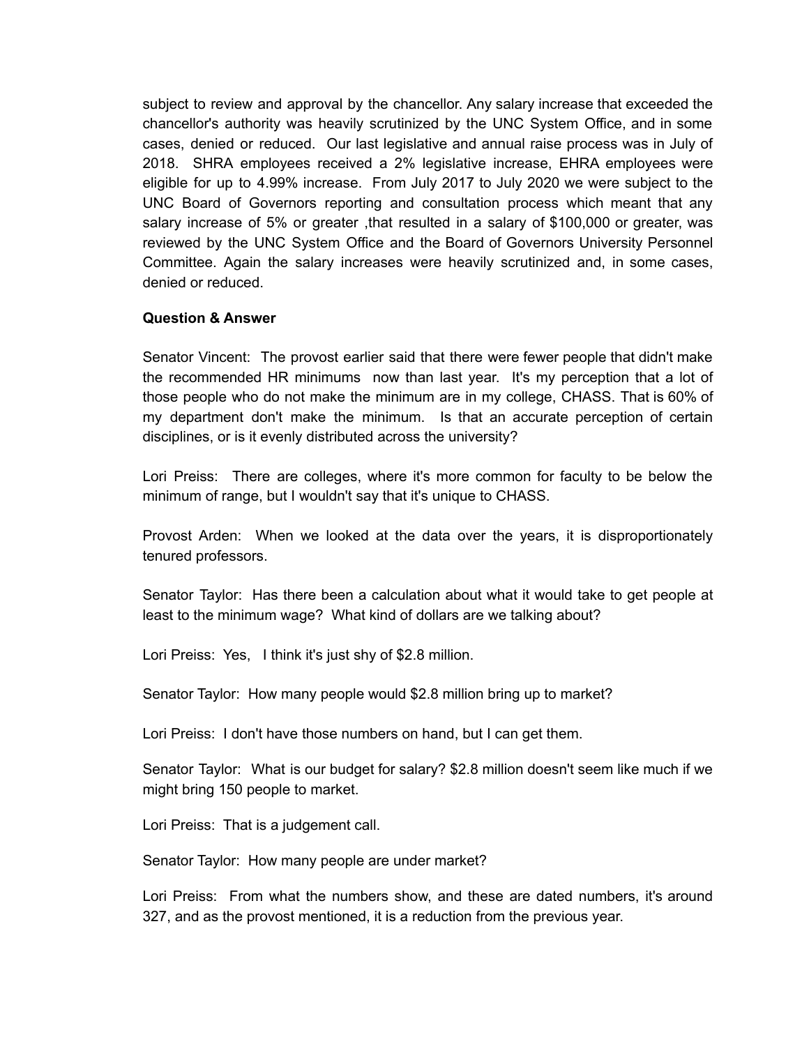subject to review and approval by the chancellor. Any salary increase that exceeded the chancellor's authority was heavily scrutinized by the UNC System Office, and in some cases, denied or reduced. Our last legislative and annual raise process was in July of 2018. SHRA employees received a 2% legislative increase, EHRA employees were eligible for up to 4.99% increase. From July 2017 to July 2020 we were subject to the UNC Board of Governors reporting and consultation process which meant that any salary increase of 5% or greater ,that resulted in a salary of $100,000 or greater, was reviewed by the UNC System Office and the Board of Governors University Personnel Committee. Again the salary increases were heavily scrutinized and, in some cases, denied or reduced.

**Question & Answer**

Senator Vincent: The provost earlier said that there were fewer people that didn't make the recommended HR minimums now than last year. It's my perception that a lot of those people who do not make the minimum are in my college, CHASS. That is 60% of my department don't make the minimum. Is that an accurate perception of certain disciplines, or is it evenly distributed across the university?

Lori Preiss: There are colleges, where it's more common for faculty to be below the minimum of range, but I wouldn't say that it's unique to CHASS.

Provost Arden: When we looked at the data over the years, it is disproportionately tenured professors.

Senator Taylor: Has there been a calculation about what it would take to get people at least to the minimum wage? What kind of dollars are we talking about?

Lori Preiss: Yes, I think it's just shy of $2.8 million.

Senator Taylor: How many people would $2.8 million bring up to market?

Lori Preiss: I don't have those numbers on hand, but I can get them.

Senator Taylor: What is our budget for salary? $2.8 million doesn't seem like much if we might bring 150 people to market.

Lori Preiss: That is a judgement call.

Senator Taylor: How many people are under market?

Lori Preiss: From what the numbers show, and these are dated numbers, it's around 327, and as the provost mentioned, it is a reduction from the previous year.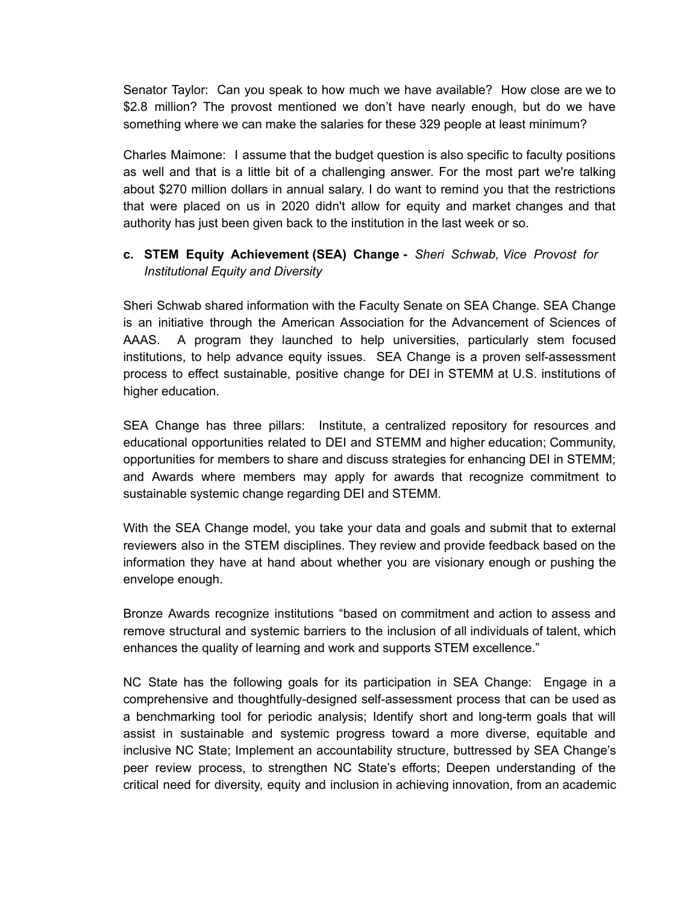Senator Taylor: Can you speak to how much we have available? How close are we to $2.8 million? The provost mentioned we don't have nearly enough, but do we have something where we can make the salaries for these 329 people at least minimum?

Charles Maimone: I assume that the budget question is also specific to faculty positions as well and that is a little bit of a challenging answer. For the most part we're talking about $270 million dollars in annual salary. I do want to remind you that the restrictions that were placed on us in 2020 didn't allow for equity and market changes and that authority has just been given back to the institution in the last week or so.

**c. STEM Equity Achievement (SEA) Change -** *Sheri Schwab, Vice Provost for Institutional Equity and Diversity*

Sheri Schwab shared information with the Faculty Senate on SEA Change. SEA Change is an initiative through the American Association for the Advancement of Sciences of AAAS. A program they launched to help universities, particularly stem focused institutions, to help advance equity issues. SEA Change is a proven self-assessment process to effect sustainable, positive change for DEI in STEMM at U.S. institutions of higher education.

SEA Change has three pillars: Institute, a centralized repository for resources and educational opportunities related to DEI and STEMM and higher education; Community, opportunities for members to share and discuss strategies for enhancing DEI in STEMM; and Awards where members may apply for awards that recognize commitment to sustainable systemic change regarding DEI and STEMM.

With the SEA Change model, you take your data and goals and submit that to external reviewers also in the STEM disciplines. They review and provide feedback based on the information they have at hand about whether you are visionary enough or pushing the envelope enough.

Bronze Awards recognize institutions "based on commitment and action to assess and remove structural and systemic barriers to the inclusion of all individuals of talent, which enhances the quality of learning and work and supports STEM excellence."

NC State has the following goals for its participation in SEA Change: Engage in a comprehensive and thoughtfully-designed self-assessment process that can be used as a benchmarking tool for periodic analysis; Identify short and long-term goals that will assist in sustainable and systemic progress toward a more diverse, equitable and inclusive NC State; Implement an accountability structure, buttressed by SEA Change's peer review process, to strengthen NC State's efforts; Deepen understanding of the critical need for diversity, equity and inclusion in achieving innovation, from an academic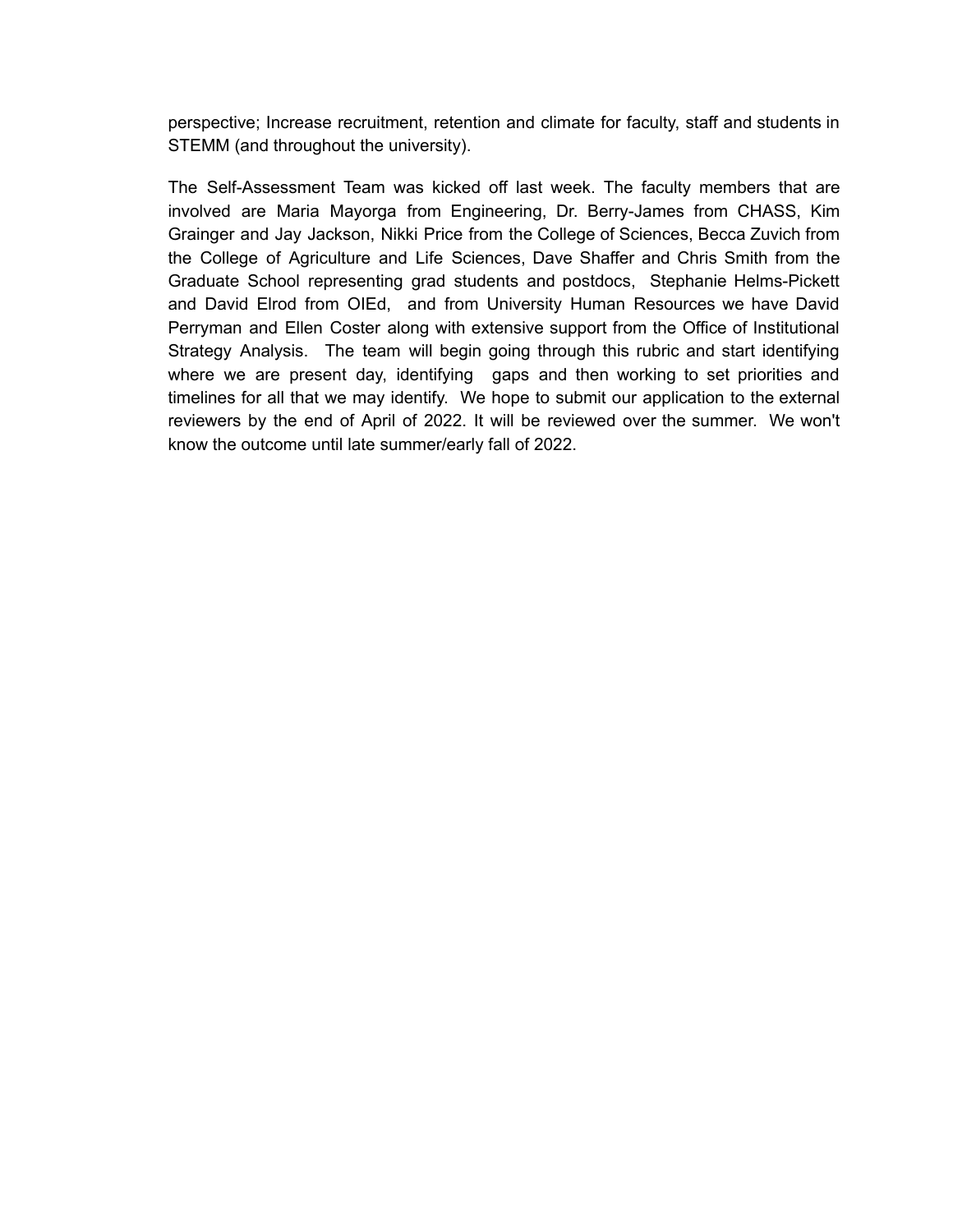perspective; Increase recruitment, retention and climate for faculty, staff and students in STEMM (and throughout the university).

The Self-Assessment Team was kicked off last week. The faculty members that are involved are Maria Mayorga from Engineering, Dr. Berry-James from CHASS, Kim Grainger and Jay Jackson, Nikki Price from the College of Sciences, Becca Zuvich from the College of Agriculture and Life Sciences, Dave Shaffer and Chris Smith from the Graduate School representing grad students and postdocs, Stephanie Helms-Pickett and David Elrod from OIEd, and from University Human Resources we have David Perryman and Ellen Coster along with extensive support from the Office of Institutional Strategy Analysis. The team will begin going through this rubric and start identifying where we are present day, identifying gaps and then working to set priorities and timelines for all that we may identify. We hope to submit our application to the external reviewers by the end of April of 2022. It will be reviewed over the summer. We won't know the outcome until late summer/early fall of 2022.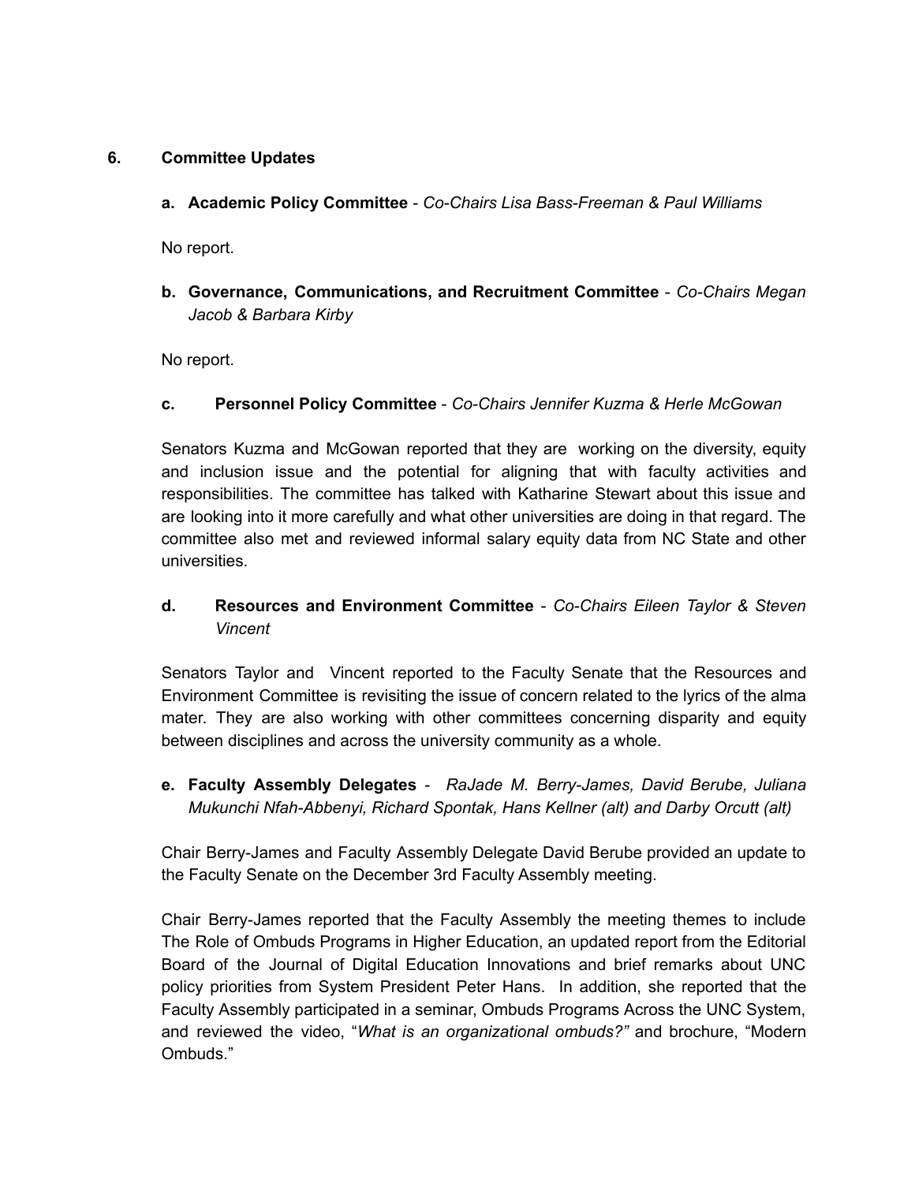## 6. Committee Updates

**a. Academic Policy Committee** - *Co-Chairs Lisa Bass-Freeman & Paul Williams*

No report.

**b. Governance, Communications, and Recruitment Committee** - *Co-Chairs Megan Jacob & Barbara Kirby*

No report.

**c. Personnel Policy Committee** - *Co-Chairs Jennifer Kuzma & Herle McGowan*

Senators Kuzma and McGowan reported that they are working on the diversity, equity and inclusion issue and the potential for aligning that with faculty activities and responsibilities. The committee has talked with Katharine Stewart about this issue and are looking into it more carefully and what other universities are doing in that regard. The committee also met and reviewed informal salary equity data from NC State and other universities.

**d. Resources and Environment Committee** - *Co-Chairs Eileen Taylor & Steven Vincent*

Senators Taylor and Vincent reported to the Faculty Senate that the Resources and Environment Committee is revisiting the issue of concern related to the lyrics of the alma mater. They are also working with other committees concerning disparity and equity between disciplines and across the university community as a whole.

**e. Faculty Assembly Delegates** - *RaJade M. Berry-James, David Berube, Juliana Mukunchi Nfah-Abbenyi, Richard Spontak, Hans Kellner (alt) and Darby Orcutt (alt)*

Chair Berry-James and Faculty Assembly Delegate David Berube provided an update to the Faculty Senate on the December 3rd Faculty Assembly meeting.

Chair Berry-James reported that the Faculty Assembly the meeting themes to include The Role of Ombuds Programs in Higher Education, an updated report from the Editorial Board of the Journal of Digital Education Innovations and brief remarks about UNC policy priorities from System President Peter Hans. In addition, she reported that the Faculty Assembly participated in a seminar, Ombuds Programs Across the UNC System, and reviewed the video, "*What is an organizational ombuds?"* and brochure, "Modern Ombuds."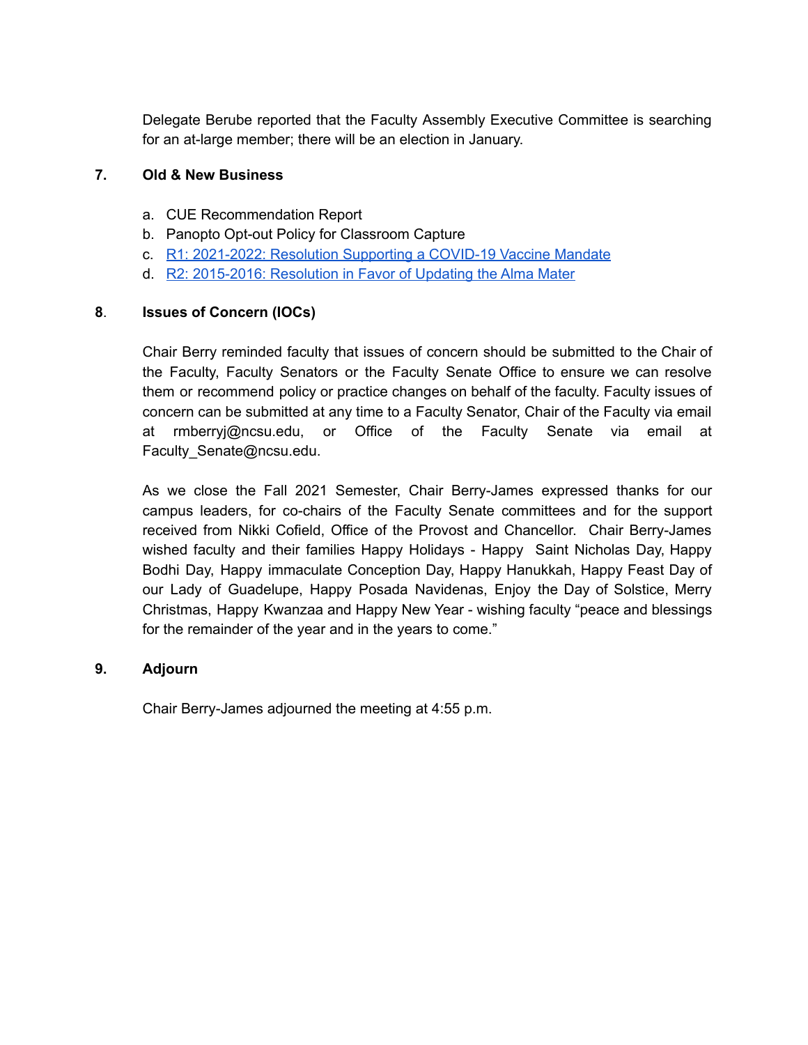Delegate Berube reported that the Faculty Assembly Executive Committee is searching for an at-large member; there will be an election in January.

## 7. Old & New Business

a. CUE Recommendation Report
b. Panopto Opt-out Policy for Classroom Capture
c. R1: 2021-2022: Resolution Supporting a COVID-19 Vaccine Mandate
d. R2: 2015-2016: Resolution in Favor of Updating the Alma Mater

## 8. Issues of Concern (IOCs)

Chair Berry reminded faculty that issues of concern should be submitted to the Chair of the Faculty, Faculty Senators or the Faculty Senate Office to ensure we can resolve them or recommend policy or practice changes on behalf of the faculty. Faculty issues of concern can be submitted at any time to a Faculty Senator, Chair of the Faculty via email at rmberryj@ncsu.edu, or Office of the Faculty Senate via email at Faculty_Senate@ncsu.edu.

As we close the Fall 2021 Semester, Chair Berry-James expressed thanks for our campus leaders, for co-chairs of the Faculty Senate committees and for the support received from Nikki Cofield, Office of the Provost and Chancellor. Chair Berry-James wished faculty and their families Happy Holidays - Happy Saint Nicholas Day, Happy Bodhi Day, Happy immaculate Conception Day, Happy Hanukkah, Happy Feast Day of our Lady of Guadelupe, Happy Posada Navidenas, Enjoy the Day of Solstice, Merry Christmas, Happy Kwanzaa and Happy New Year - wishing faculty "peace and blessings for the remainder of the year and in the years to come."

## 9. Adjourn

Chair Berry-James adjourned the meeting at 4:55 p.m.